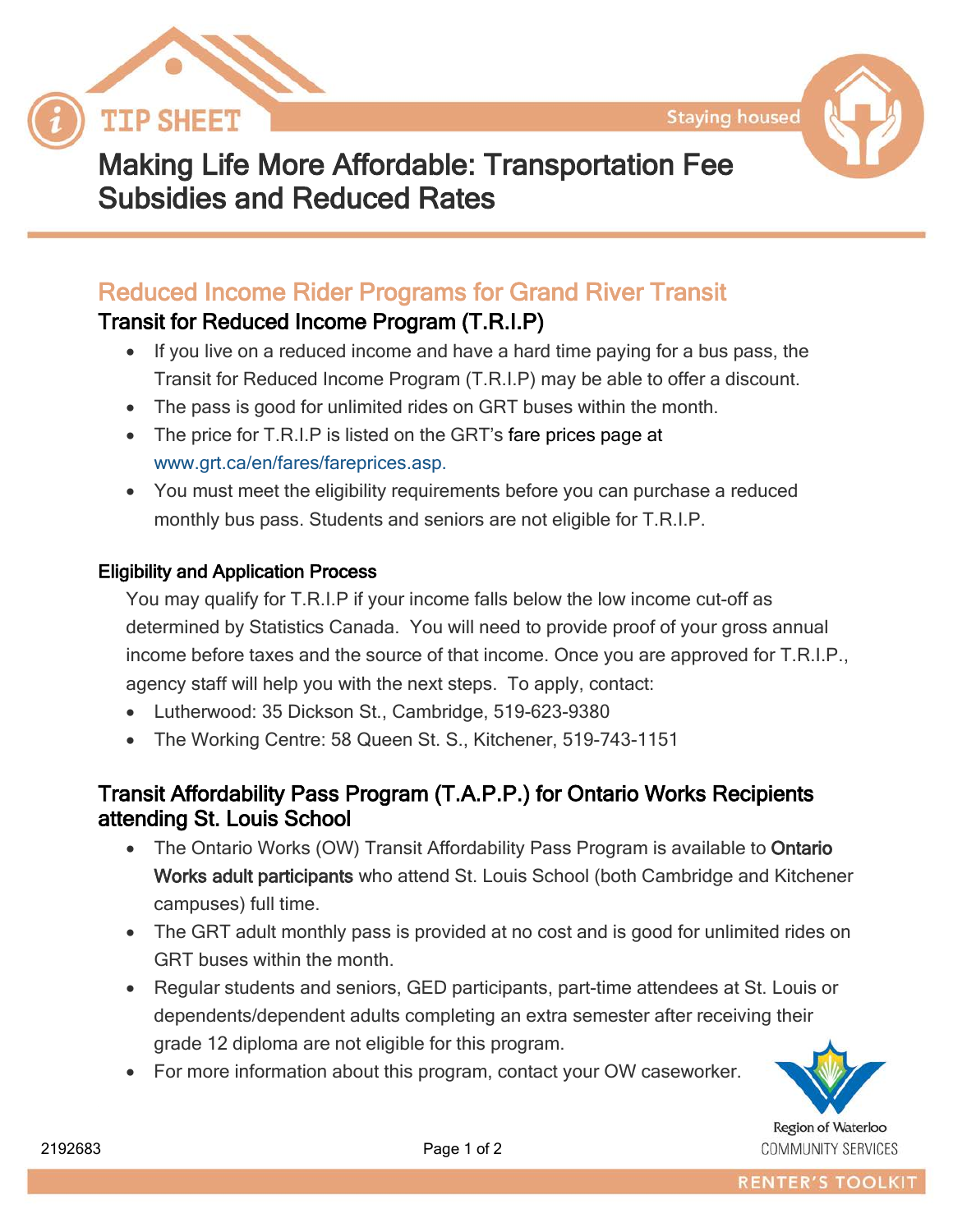TIP SHEET

Staying housed

# Making Life More Affordable: Transportation Fee Subsidies and Reduced Rates

## Reduced Income Rider Programs for Grand River Transit

### Transit for Reduced Income Program (T.R.I.P)

- If you live on a reduced income and have a hard time paying for a bus pass, the Transit for Reduced Income Program (T.R.I.P) may be able to offer a discount.
- The pass is good for unlimited rides on GRT buses within the month.
- The price for T.R.I.P is listed on the GRT's fare prices page at www.grt.ca/en/fares/fareprices.asp.
- You must meet the eligibility requirements before you can purchase a reduced monthly bus pass. Students and seniors are not eligible for T.R.I.P.

#### Eligibility and Application Process

You may qualify for T.R.I.P if your income falls below the low income cut-off as determined by Statistics Canada. You will need to provide proof of your gross annual income before taxes and the source of that income. Once you are approved for T.R.I.P., agency staff will help you with the next steps. To apply, contact:

- Lutherwood: 35 Dickson St., Cambridge, 519-623-9380
- The Working Centre: 58 Queen St. S., Kitchener, 519-743-1151

### Transit Affordability Pass Program (T.A.P.P.) for Ontario Works Recipients attending St. Louis School

- The Ontario Works (OW) Transit Affordability Pass Program is available to **Ontario Works adult participants** who attend St. Louis School (both Cambridge and Kitchener campuses) full time.
- The GRT adult monthly pass is provided at no cost and is good for unlimited rides on GRT buses within the month.
- Regular students and seniors, GED participants, part-time attendees at St. Louis or dependents/dependent adults completing an extra semester after receiving their grade 12 diploma are not eligible for this program.
- For more information about this program, contact your OW caseworker.

Region of Waterloo
COMMUNITY SERVICES

2192683

RENTER'S TOOLKIT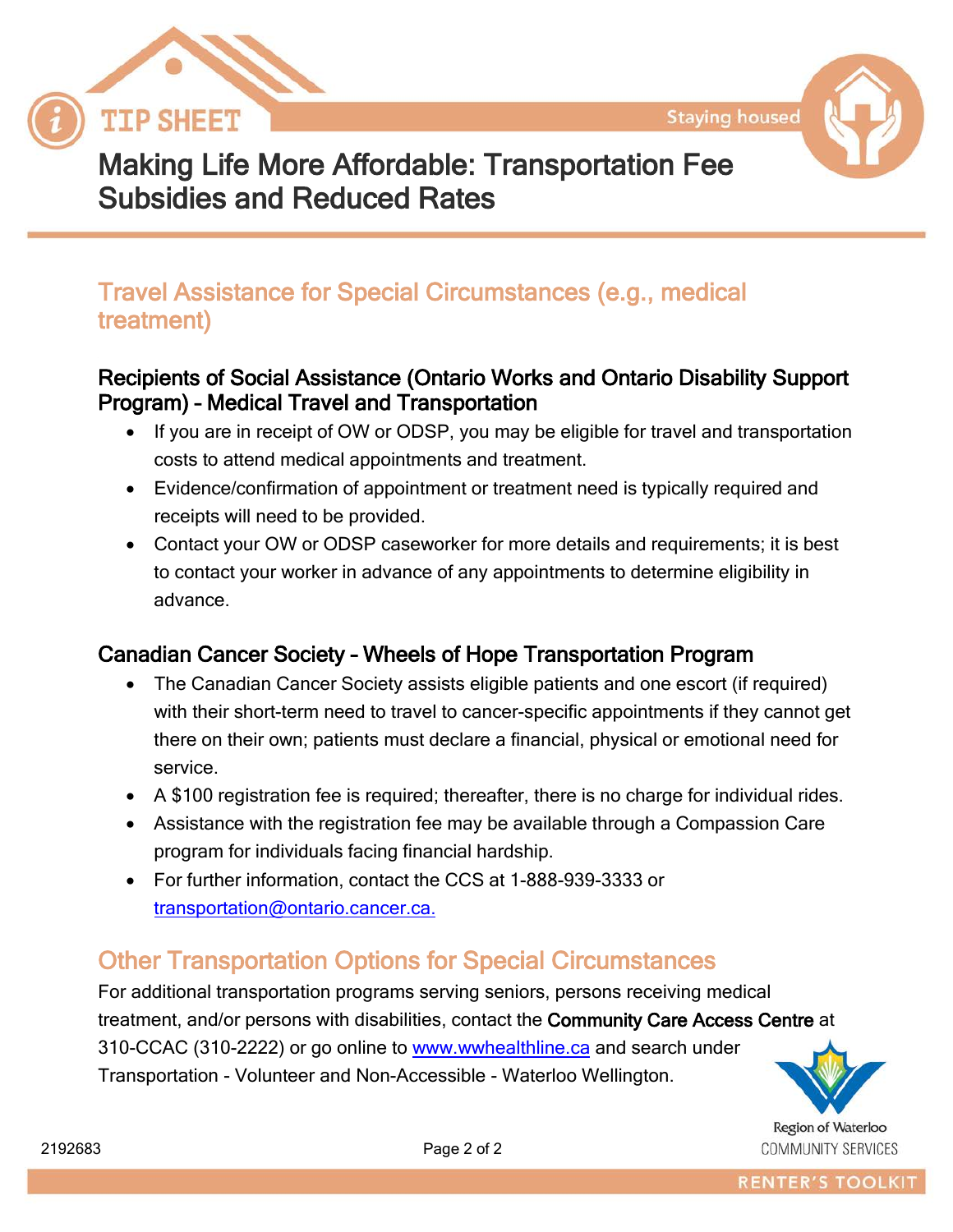# Making Life More Affordable: Transportation Fee Subsidies and Reduced Rates

## Travel Assistance for Special Circumstances (e.g., medical treatment)

### Recipients of Social Assistance (Ontario Works and Ontario Disability Support Program) – Medical Travel and Transportation

- If you are in receipt of OW or ODSP, you may be eligible for travel and transportation costs to attend medical appointments and treatment.
- Evidence/confirmation of appointment or treatment need is typically required and receipts will need to be provided.
- Contact your OW or ODSP caseworker for more details and requirements; it is best to contact your worker in advance of any appointments to determine eligibility in advance.

### Canadian Cancer Society – Wheels of Hope Transportation Program

- The Canadian Cancer Society assists eligible patients and one escort (if required) with their short-term need to travel to cancer-specific appointments if they cannot get there on their own; patients must declare a financial, physical or emotional need for service.
- A $100 registration fee is required; thereafter, there is no charge for individual rides.
- Assistance with the registration fee may be available through a Compassion Care program for individuals facing financial hardship.
- For further information, contact the CCS at 1-888-939-3333 or transportation@ontario.cancer.ca.

## Other Transportation Options for Special Circumstances

For additional transportation programs serving seniors, persons receiving medical treatment, and/or persons with disabilities, contact the **Community Care Access Centre** at 310-CCAC (310-2222) or go online to www.wwhealthline.ca and search under Transportation - Volunteer and Non-Accessible - Waterloo Wellington.

2192683